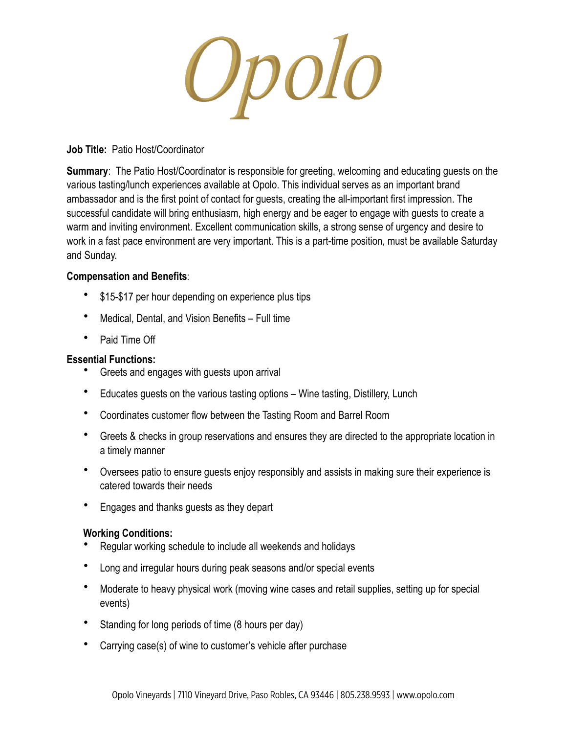# Opolo

**Job Title:** Patio Host/Coordinator

**Summary**: The Patio Host/Coordinator is responsible for greeting, welcoming and educating guests on the various tasting/lunch experiences available at Opolo. This individual serves as an important brand ambassador and is the first point of contact for guests, creating the all-important first impression. The successful candidate will bring enthusiasm, high energy and be eager to engage with guests to create a warm and inviting environment. Excellent communication skills, a strong sense of urgency and desire to work in a fast pace environment are very important. This is a part-time position, must be available Saturday and Sunday.

**Compensation and Benefits**:

- $15-$17 per hour depending on experience plus tips
- Medical, Dental, and Vision Benefits – Full time
- Paid Time Off

**Essential Functions:**

- Greets and engages with guests upon arrival
- Educates guests on the various tasting options – Wine tasting, Distillery, Lunch
- Coordinates customer flow between the Tasting Room and Barrel Room
- Greets & checks in group reservations and ensures they are directed to the appropriate location in a timely manner
- Oversees patio to ensure guests enjoy responsibly and assists in making sure their experience is catered towards their needs
- Engages and thanks guests as they depart

**Working Conditions:**

- Regular working schedule to include all weekends and holidays
- Long and irregular hours during peak seasons and/or special events
- Moderate to heavy physical work (moving wine cases and retail supplies, setting up for special events)
- Standing for long periods of time (8 hours per day)
- Carrying case(s) of wine to customer's vehicle after purchase

Opolo Vineyards | 7110 Vineyard Drive, Paso Robles, CA 93446 | 805.238.9593 | www.opolo.com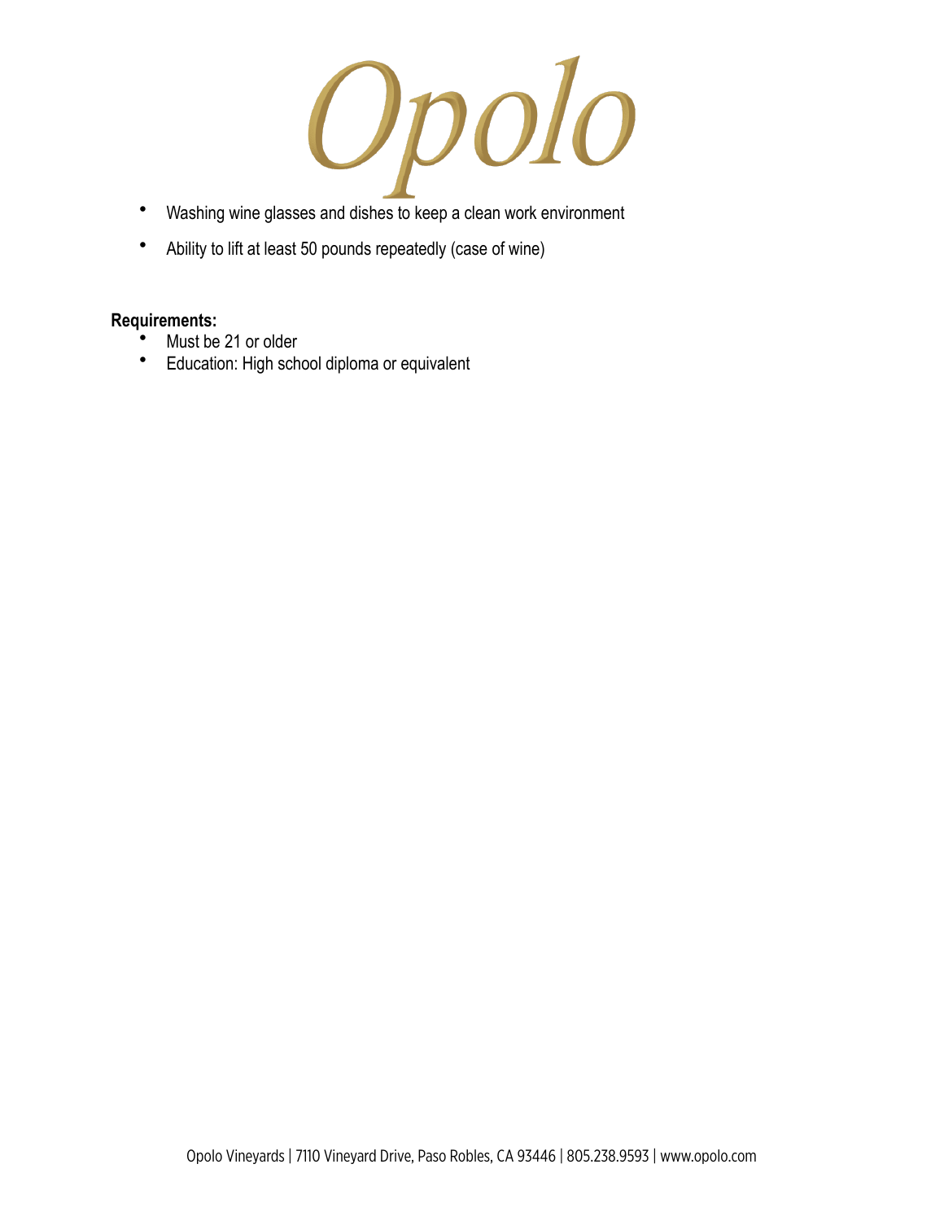Opolo

- Washing wine glasses and dishes to keep a clean work environment
- Ability to lift at least 50 pounds repeatedly (case of wine)

**Requirements:**

- Must be 21 or older
- Education: High school diploma or equivalent

Opolo Vineyards | 7110 Vineyard Drive, Paso Robles, CA 93446 | 805.238.9593 | www.opolo.com